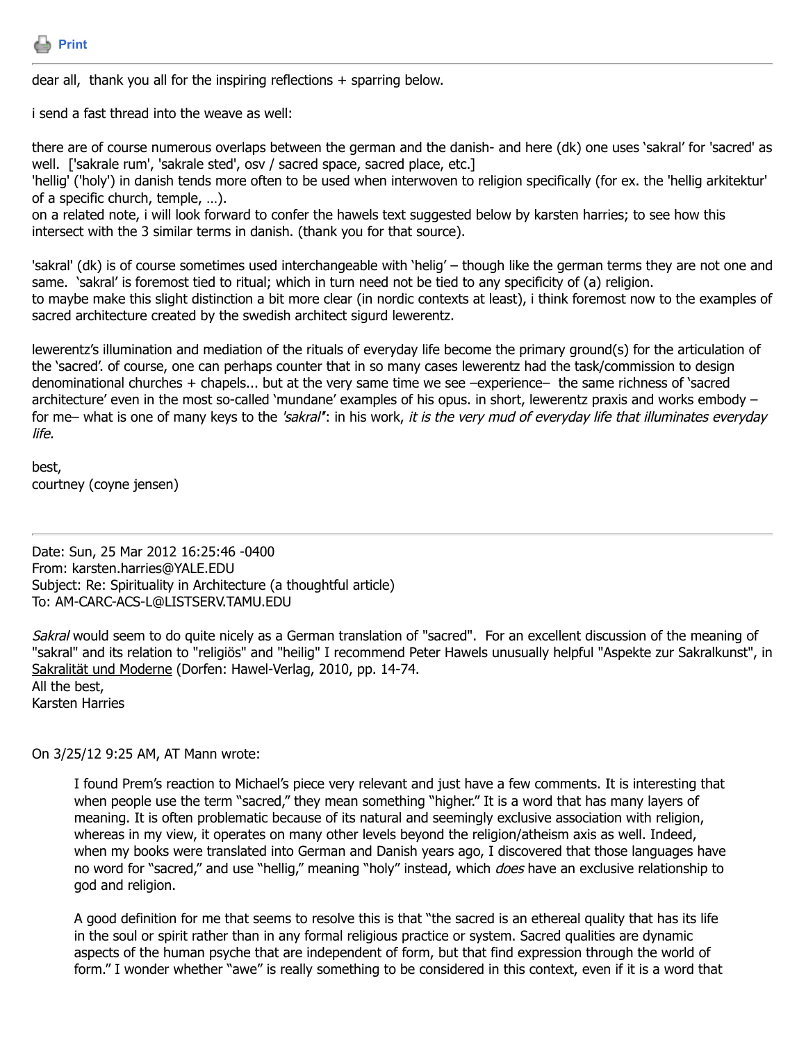Print

dear all, thank you all for the inspiring reflections + sparring below.

i send a fast thread into the weave as well:

there are of course numerous overlaps between the german and the danish- and here (dk) one uses 'sakral' for 'sacred' as well. ['sakrale rum', 'sakrale sted', osv / sacred space, sacred place, etc.]
'hellig' ('holy') in danish tends more often to be used when interwoven to religion specifically (for ex. the 'hellig arkitektur' of a specific church, temple, …).
on a related note, i will look forward to confer the hawels text suggested below by karsten harries; to see how this intersect with the 3 similar terms in danish. (thank you for that source).

'sakral' (dk) is of course sometimes used interchangeable with 'helig' – though like the german terms they are not one and same. 'sakral' is foremost tied to ritual; which in turn need not be tied to any specificity of (a) religion.
to maybe make this slight distinction a bit more clear (in nordic contexts at least), i think foremost now to the examples of sacred architecture created by the swedish architect sigurd lewerentz.

lewerentz's illumination and mediation of the rituals of everyday life become the primary ground(s) for the articulation of the 'sacred'. of course, one can perhaps counter that in so many cases lewerentz had the task/commission to design denominational churches + chapels... but at the very same time we see –experience– the same richness of 'sacred architecture' even in the most so-called 'mundane' examples of his opus. in short, lewerentz praxis and works embody – for me– what is one of many keys to the *'sakral'*: in his work, *it is the very mud of everyday life that illuminates everyday life.*

best,
courtney (coyne jensen)

---

Date: Sun, 25 Mar 2012 16:25:46 -0400
From: karsten.harries@YALE.EDU
Subject: Re: Spirituality in Architecture (a thoughtful article)
To: AM-CARC-ACS-L@LISTSERV.TAMU.EDU

*Sakral* would seem to do quite nicely as a German translation of "sacred". For an excellent discussion of the meaning of "sakral" and its relation to "religiös" and "heilig" I recommend Peter Hawels unusually helpful "Aspekte zur Sakralkunst", in Sakralität und Moderne (Dorfen: Hawel-Verlag, 2010, pp. 14-74.
All the best,
Karsten Harries

On 3/25/12 9:25 AM, AT Mann wrote:

> I found Prem's reaction to Michael's piece very relevant and just have a few comments. It is interesting that when people use the term "sacred," they mean something "higher." It is a word that has many layers of meaning. It is often problematic because of its natural and seemingly exclusive association with religion, whereas in my view, it operates on many other levels beyond the religion/atheism axis as well. Indeed, when my books were translated into German and Danish years ago, I discovered that those languages have no word for "sacred," and use "hellig," meaning "holy" instead, which *does* have an exclusive relationship to god and religion.
>
> A good definition for me that seems to resolve this is that "the sacred is an ethereal quality that has its life in the soul or spirit rather than in any formal religious practice or system. Sacred qualities are dynamic aspects of the human psyche that are independent of form, but that find expression through the world of form." I wonder whether "awe" is really something to be considered in this context, even if it is a word that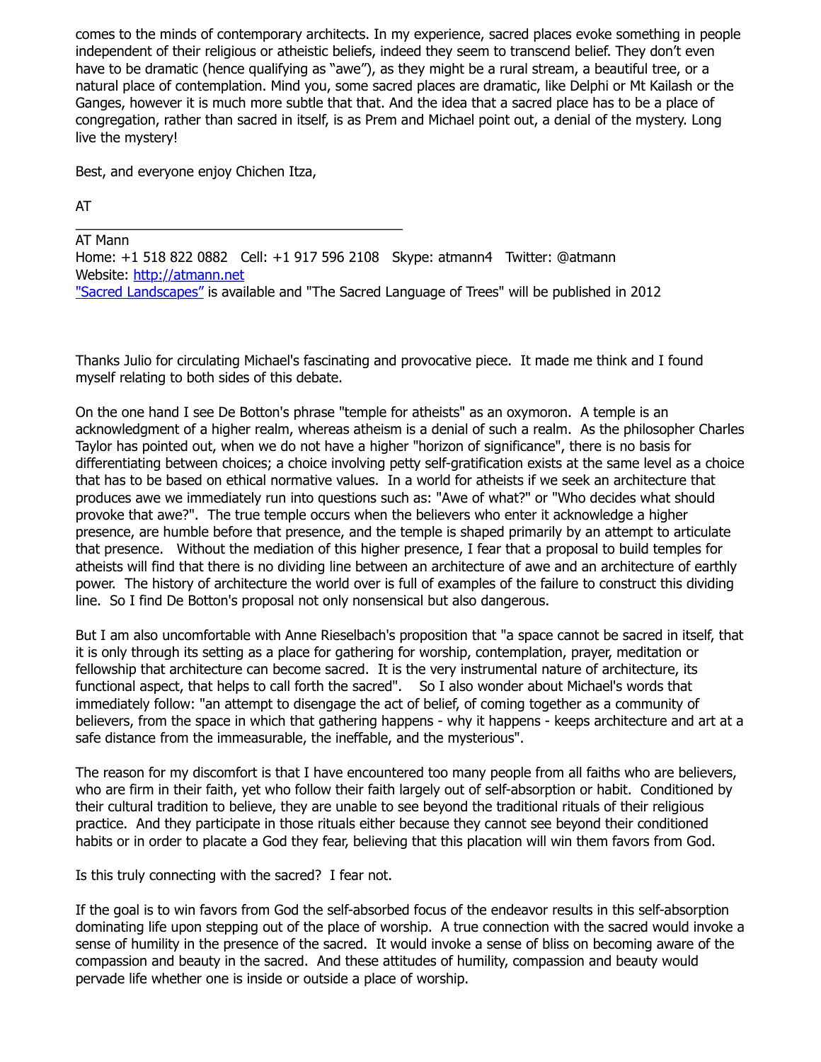comes to the minds of contemporary architects. In my experience, sacred places evoke something in people independent of their religious or atheistic beliefs, indeed they seem to transcend belief. They don't even have to be dramatic (hence qualifying as "awe"), as they might be a rural stream, a beautiful tree, or a natural place of contemplation. Mind you, some sacred places are dramatic, like Delphi or Mt Kailash or the Ganges, however it is much more subtle that that. And the idea that a sacred place has to be a place of congregation, rather than sacred in itself, is as Prem and Michael point out, a denial of the mystery. Long live the mystery!

Best, and everyone enjoy Chichen Itza,

AT

---

AT Mann
Home: +1 518 822 0882   Cell: +1 917 596 2108   Skype: atmann4   Twitter: @atmann
Website: [http://atmann.net](http://atmann.net)
["Sacred Landscapes"](#) is available and "The Sacred Language of Trees" will be published in 2012

Thanks Julio for circulating Michael's fascinating and provocative piece. It made me think and I found myself relating to both sides of this debate.

On the one hand I see De Botton's phrase "temple for atheists" as an oxymoron. A temple is an acknowledgment of a higher realm, whereas atheism is a denial of such a realm. As the philosopher Charles Taylor has pointed out, when we do not have a higher "horizon of significance", there is no basis for differentiating between choices; a choice involving petty self-gratification exists at the same level as a choice that has to be based on ethical normative values. In a world for atheists if we seek an architecture that produces awe we immediately run into questions such as: "Awe of what?" or "Who decides what should provoke that awe?". The true temple occurs when the believers who enter it acknowledge a higher presence, are humble before that presence, and the temple is shaped primarily by an attempt to articulate that presence. Without the mediation of this higher presence, I fear that a proposal to build temples for atheists will find that there is no dividing line between an architecture of awe and an architecture of earthly power. The history of architecture the world over is full of examples of the failure to construct this dividing line. So I find De Botton's proposal not only nonsensical but also dangerous.

But I am also uncomfortable with Anne Rieselbach's proposition that "a space cannot be sacred in itself, that it is only through its setting as a place for gathering for worship, contemplation, prayer, meditation or fellowship that architecture can become sacred. It is the very instrumental nature of architecture, its functional aspect, that helps to call forth the sacred". So I also wonder about Michael's words that immediately follow: "an attempt to disengage the act of belief, of coming together as a community of believers, from the space in which that gathering happens - why it happens - keeps architecture and art at a safe distance from the immeasurable, the ineffable, and the mysterious".

The reason for my discomfort is that I have encountered too many people from all faiths who are believers, who are firm in their faith, yet who follow their faith largely out of self-absorption or habit. Conditioned by their cultural tradition to believe, they are unable to see beyond the traditional rituals of their religious practice. And they participate in those rituals either because they cannot see beyond their conditioned habits or in order to placate a God they fear, believing that this placation will win them favors from God.

Is this truly connecting with the sacred? I fear not.

If the goal is to win favors from God the self-absorbed focus of the endeavor results in this self-absorption dominating life upon stepping out of the place of worship. A true connection with the sacred would invoke a sense of humility in the presence of the sacred. It would invoke a sense of bliss on becoming aware of the compassion and beauty in the sacred. And these attitudes of humility, compassion and beauty would pervade life whether one is inside or outside a place of worship.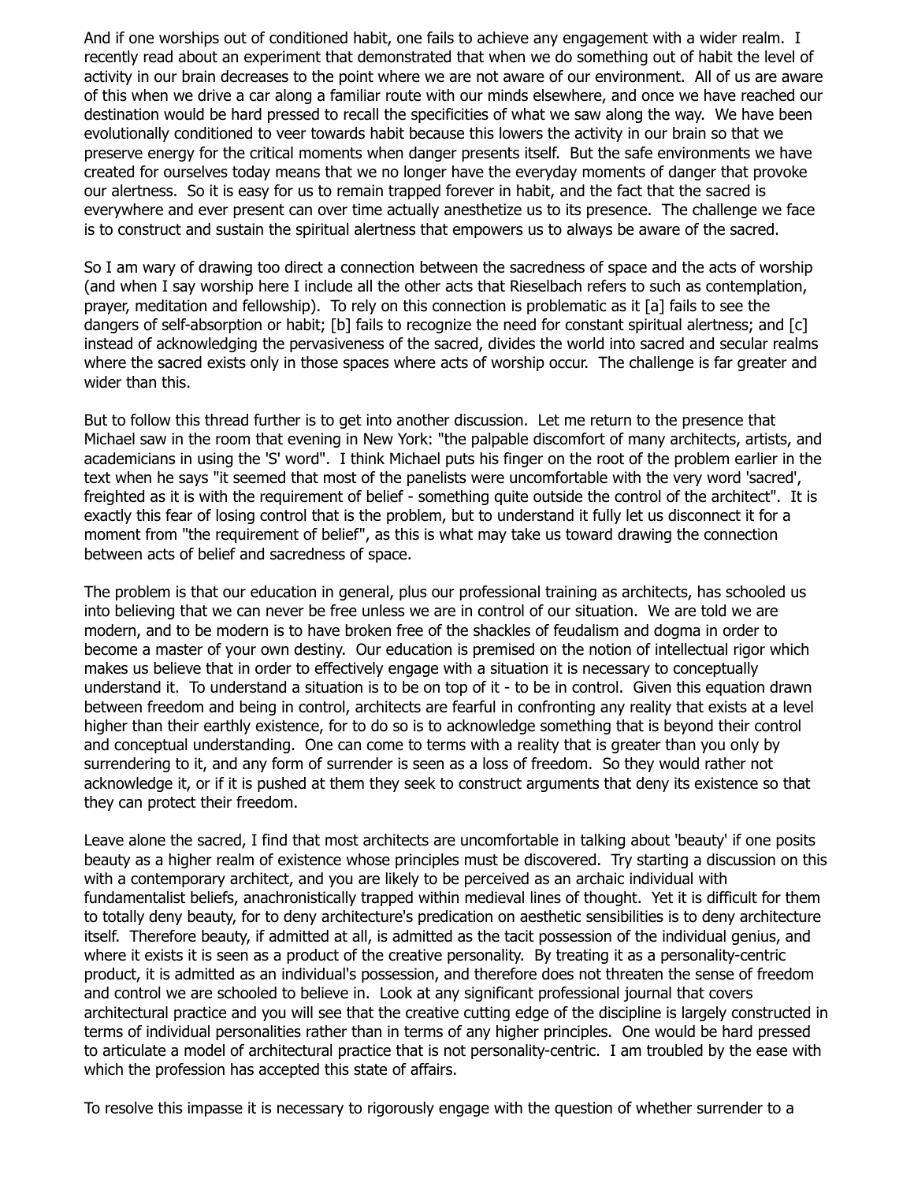And if one worships out of conditioned habit, one fails to achieve any engagement with a wider realm. I recently read about an experiment that demonstrated that when we do something out of habit the level of activity in our brain decreases to the point where we are not aware of our environment. All of us are aware of this when we drive a car along a familiar route with our minds elsewhere, and once we have reached our destination would be hard pressed to recall the specificities of what we saw along the way. We have been evolutionally conditioned to veer towards habit because this lowers the activity in our brain so that we preserve energy for the critical moments when danger presents itself. But the safe environments we have created for ourselves today means that we no longer have the everyday moments of danger that provoke our alertness. So it is easy for us to remain trapped forever in habit, and the fact that the sacred is everywhere and ever present can over time actually anesthetize us to its presence. The challenge we face is to construct and sustain the spiritual alertness that empowers us to always be aware of the sacred.

So I am wary of drawing too direct a connection between the sacredness of space and the acts of worship (and when I say worship here I include all the other acts that Rieselbach refers to such as contemplation, prayer, meditation and fellowship). To rely on this connection is problematic as it [a] fails to see the dangers of self-absorption or habit; [b] fails to recognize the need for constant spiritual alertness; and [c] instead of acknowledging the pervasiveness of the sacred, divides the world into sacred and secular realms where the sacred exists only in those spaces where acts of worship occur. The challenge is far greater and wider than this.

But to follow this thread further is to get into another discussion. Let me return to the presence that Michael saw in the room that evening in New York: "the palpable discomfort of many architects, artists, and academicians in using the 'S' word". I think Michael puts his finger on the root of the problem earlier in the text when he says "it seemed that most of the panelists were uncomfortable with the very word 'sacred', freighted as it is with the requirement of belief - something quite outside the control of the architect". It is exactly this fear of losing control that is the problem, but to understand it fully let us disconnect it for a moment from "the requirement of belief", as this is what may take us toward drawing the connection between acts of belief and sacredness of space.

The problem is that our education in general, plus our professional training as architects, has schooled us into believing that we can never be free unless we are in control of our situation. We are told we are modern, and to be modern is to have broken free of the shackles of feudalism and dogma in order to become a master of your own destiny. Our education is premised on the notion of intellectual rigor which makes us believe that in order to effectively engage with a situation it is necessary to conceptually understand it. To understand a situation is to be on top of it - to be in control. Given this equation drawn between freedom and being in control, architects are fearful in confronting any reality that exists at a level higher than their earthly existence, for to do so is to acknowledge something that is beyond their control and conceptual understanding. One can come to terms with a reality that is greater than you only by surrendering to it, and any form of surrender is seen as a loss of freedom. So they would rather not acknowledge it, or if it is pushed at them they seek to construct arguments that deny its existence so that they can protect their freedom.

Leave alone the sacred, I find that most architects are uncomfortable in talking about 'beauty' if one posits beauty as a higher realm of existence whose principles must be discovered. Try starting a discussion on this with a contemporary architect, and you are likely to be perceived as an archaic individual with fundamentalist beliefs, anachronistically trapped within medieval lines of thought. Yet it is difficult for them to totally deny beauty, for to deny architecture's predication on aesthetic sensibilities is to deny architecture itself. Therefore beauty, if admitted at all, is admitted as the tacit possession of the individual genius, and where it exists it is seen as a product of the creative personality. By treating it as a personality-centric product, it is admitted as an individual's possession, and therefore does not threaten the sense of freedom and control we are schooled to believe in. Look at any significant professional journal that covers architectural practice and you will see that the creative cutting edge of the discipline is largely constructed in terms of individual personalities rather than in terms of any higher principles. One would be hard pressed to articulate a model of architectural practice that is not personality-centric. I am troubled by the ease with which the profession has accepted this state of affairs.

To resolve this impasse it is necessary to rigorously engage with the question of whether surrender to a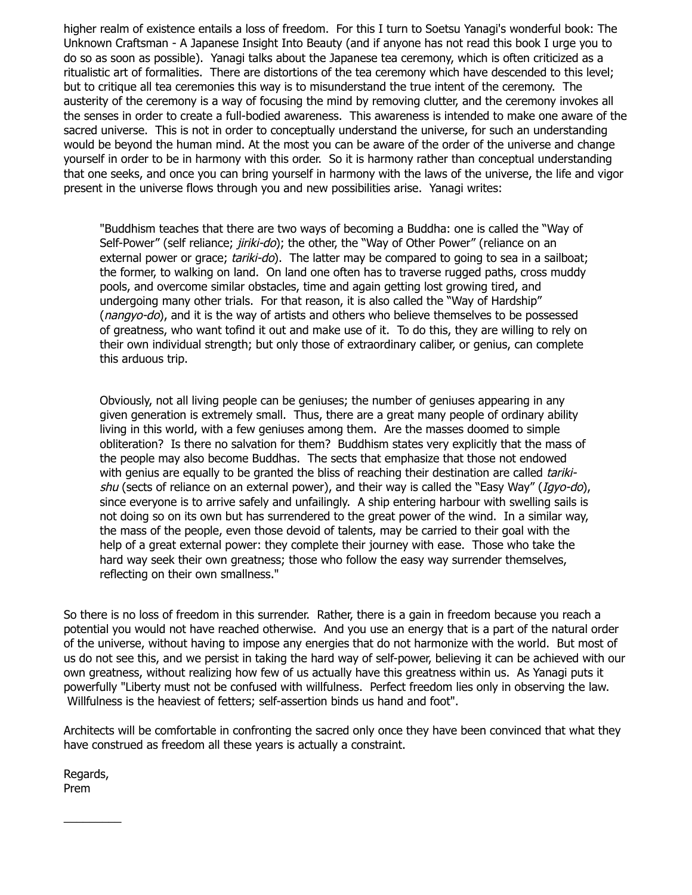higher realm of existence entails a loss of freedom. For this I turn to Soetsu Yanagi's wonderful book: The Unknown Craftsman - A Japanese Insight Into Beauty (and if anyone has not read this book I urge you to do so as soon as possible). Yanagi talks about the Japanese tea ceremony, which is often criticized as a ritualistic art of formalities. There are distortions of the tea ceremony which have descended to this level; but to critique all tea ceremonies this way is to misunderstand the true intent of the ceremony. The austerity of the ceremony is a way of focusing the mind by removing clutter, and the ceremony invokes all the senses in order to create a full-bodied awareness. This awareness is intended to make one aware of the sacred universe. This is not in order to conceptually understand the universe, for such an understanding would be beyond the human mind. At the most you can be aware of the order of the universe and change yourself in order to be in harmony with this order. So it is harmony rather than conceptual understanding that one seeks, and once you can bring yourself in harmony with the laws of the universe, the life and vigor present in the universe flows through you and new possibilities arise. Yanagi writes:

> "Buddhism teaches that there are two ways of becoming a Buddha: one is called the "Way of Self-Power" (self reliance; *jiriki-do*); the other, the "Way of Other Power" (reliance on an external power or grace; *tariki-do*). The latter may be compared to going to sea in a sailboat; the former, to walking on land. On land one often has to traverse rugged paths, cross muddy pools, and overcome similar obstacles, time and again getting lost growing tired, and undergoing many other trials. For that reason, it is also called the "Way of Hardship" (*nangyo-do*), and it is the way of artists and others who believe themselves to be possessed of greatness, who want tofind it out and make use of it. To do this, they are willing to rely on their own individual strength; but only those of extraordinary caliber, or genius, can complete this arduous trip.
>
> Obviously, not all living people can be geniuses; the number of geniuses appearing in any given generation is extremely small. Thus, there are a great many people of ordinary ability living in this world, with a few geniuses among them. Are the masses doomed to simple obliteration? Is there no salvation for them? Buddhism states very explicitly that the mass of the people may also become Buddhas. The sects that emphasize that those not endowed with genius are equally to be granted the bliss of reaching their destination are called *tariki-shu* (sects of reliance on an external power), and their way is called the "Easy Way" (*Igyo-do*), since everyone is to arrive safely and unfailingly. A ship entering harbour with swelling sails is not doing so on its own but has surrendered to the great power of the wind. In a similar way, the mass of the people, even those devoid of talents, may be carried to their goal with the help of a great external power: they complete their journey with ease. Those who take the hard way seek their own greatness; those who follow the easy way surrender themselves, reflecting on their own smallness."

So there is no loss of freedom in this surrender. Rather, there is a gain in freedom because you reach a potential you would not have reached otherwise. And you use an energy that is a part of the natural order of the universe, without having to impose any energies that do not harmonize with the world. But most of us do not see this, and we persist in taking the hard way of self-power, believing it can be achieved with our own greatness, without realizing how few of us actually have this greatness within us. As Yanagi puts it powerfully "Liberty must not be confused with willfulness. Perfect freedom lies only in observing the law. Willfulness is the heaviest of fetters; self-assertion binds us hand and foot".

Architects will be comfortable in confronting the sacred only once they have been convinced that what they have construed as freedom all these years is actually a constraint.

Regards,
Prem

---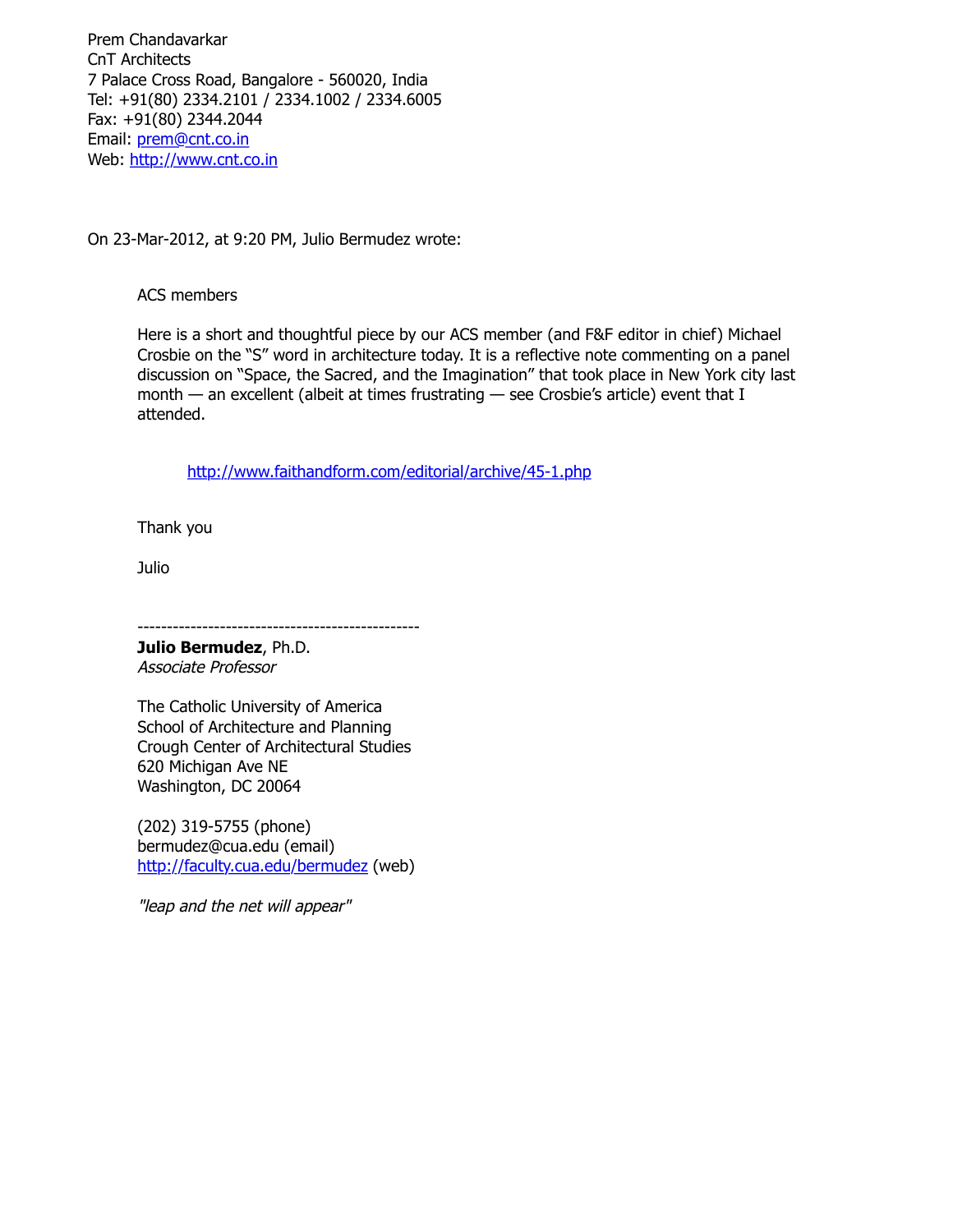Prem Chandavarkar
CnT Architects
7 Palace Cross Road, Bangalore - 560020, India
Tel: +91(80) 2334.2101 / 2334.1002 / 2334.6005
Fax: +91(80) 2344.2044
Email: [prem@cnt.co.in](mailto:prem@cnt.co.in)
Web: [http://www.cnt.co.in](http://www.cnt.co.in)

On 23-Mar-2012, at 9:20 PM, Julio Bermudez wrote:

> ACS members
>
> Here is a short and thoughtful piece by our ACS member (and F&F editor in chief) Michael Crosbie on the "S" word in architecture today. It is a reflective note commenting on a panel discussion on "Space, the Sacred, and the Imagination" that took place in New York city last month — an excellent (albeit at times frustrating — see Crosbie's article) event that I attended.
>
> > [http://www.faithandform.com/editorial/archive/45-1.php](http://www.faithandform.com/editorial/archive/45-1.php)
>
> Thank you
>
> Julio
>
> ------------------------------------------------
> **Julio Bermudez**, Ph.D.
> *Associate Professor*
>
> The Catholic University of America
> School of Architecture and Planning
> Crough Center of Architectural Studies
> 620 Michigan Ave NE
> Washington, DC 20064
>
> (202) 319-5755 (phone)
> bermudez@cua.edu (email)
> [http://faculty.cua.edu/bermudez](http://faculty.cua.edu/bermudez) (web)
>
> *"leap and the net will appear"*